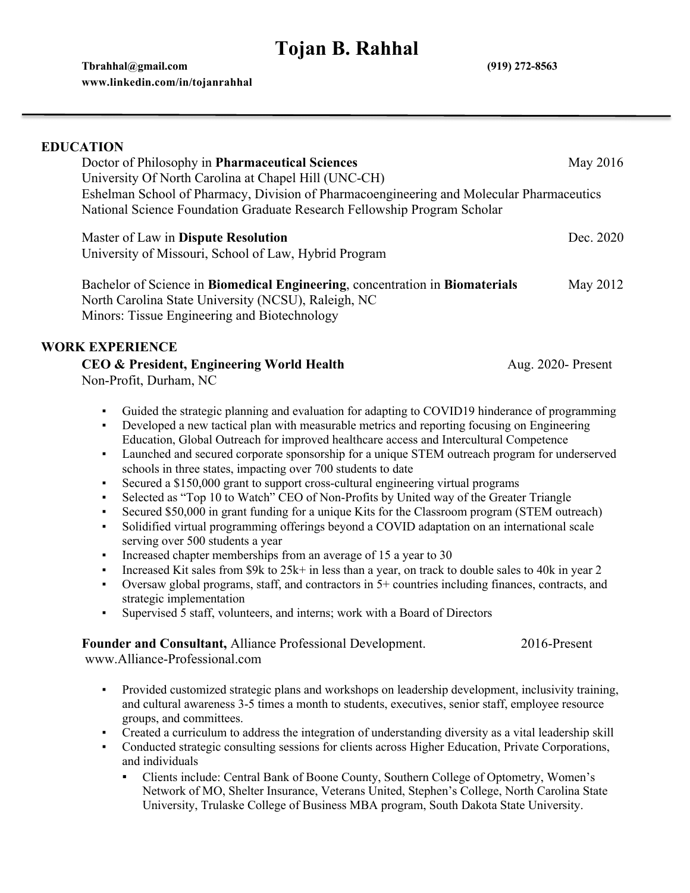# Tojan B. Rahhal

**Tbrahhal@gmail.com** **(919) 272-8563**
**www.linkedin.com/in/tojanrahhal**

---

## EDUCATION

Doctor of Philosophy in **Pharmaceutical Sciences** May 2016
University Of North Carolina at Chapel Hill (UNC-CH)
Eshelman School of Pharmacy, Division of Pharmacoengineering and Molecular Pharmaceutics
National Science Foundation Graduate Research Fellowship Program Scholar

Master of Law in **Dispute Resolution** Dec. 2020
University of Missouri, School of Law, Hybrid Program

Bachelor of Science in **Biomedical Engineering**, concentration in **Biomaterials** May 2012
North Carolina State University (NCSU), Raleigh, NC
Minors: Tissue Engineering and Biotechnology

## WORK EXPERIENCE

**CEO & President, Engineering World Health** Aug. 2020- Present
Non-Profit, Durham, NC

- Guided the strategic planning and evaluation for adapting to COVID19 hinderance of programming
- Developed a new tactical plan with measurable metrics and reporting focusing on Engineering Education, Global Outreach for improved healthcare access and Intercultural Competence
- Launched and secured corporate sponsorship for a unique STEM outreach program for underserved schools in three states, impacting over 700 students to date
- Secured a $150,000 grant to support cross-cultural engineering virtual programs
- Selected as "Top 10 to Watch" CEO of Non-Profits by United way of the Greater Triangle
- Secured $50,000 in grant funding for a unique Kits for the Classroom program (STEM outreach)
- Solidified virtual programming offerings beyond a COVID adaptation on an international scale serving over 500 students a year
- Increased chapter memberships from an average of 15 a year to 30
- Increased Kit sales from $9k to 25k+ in less than a year, on track to double sales to 40k in year 2
- Oversaw global programs, staff, and contractors in 5+ countries including finances, contracts, and strategic implementation
- Supervised 5 staff, volunteers, and interns; work with a Board of Directors

**Founder and Consultant,** Alliance Professional Development. 2016-Present
www.Alliance-Professional.com

- Provided customized strategic plans and workshops on leadership development, inclusivity training, and cultural awareness 3-5 times a month to students, executives, senior staff, employee resource groups, and committees.
- Created a curriculum to address the integration of understanding diversity as a vital leadership skill
- Conducted strategic consulting sessions for clients across Higher Education, Private Corporations, and individuals
  - Clients include: Central Bank of Boone County, Southern College of Optometry, Women's Network of MO, Shelter Insurance, Veterans United, Stephen's College, North Carolina State University, Trulaske College of Business MBA program, South Dakota State University.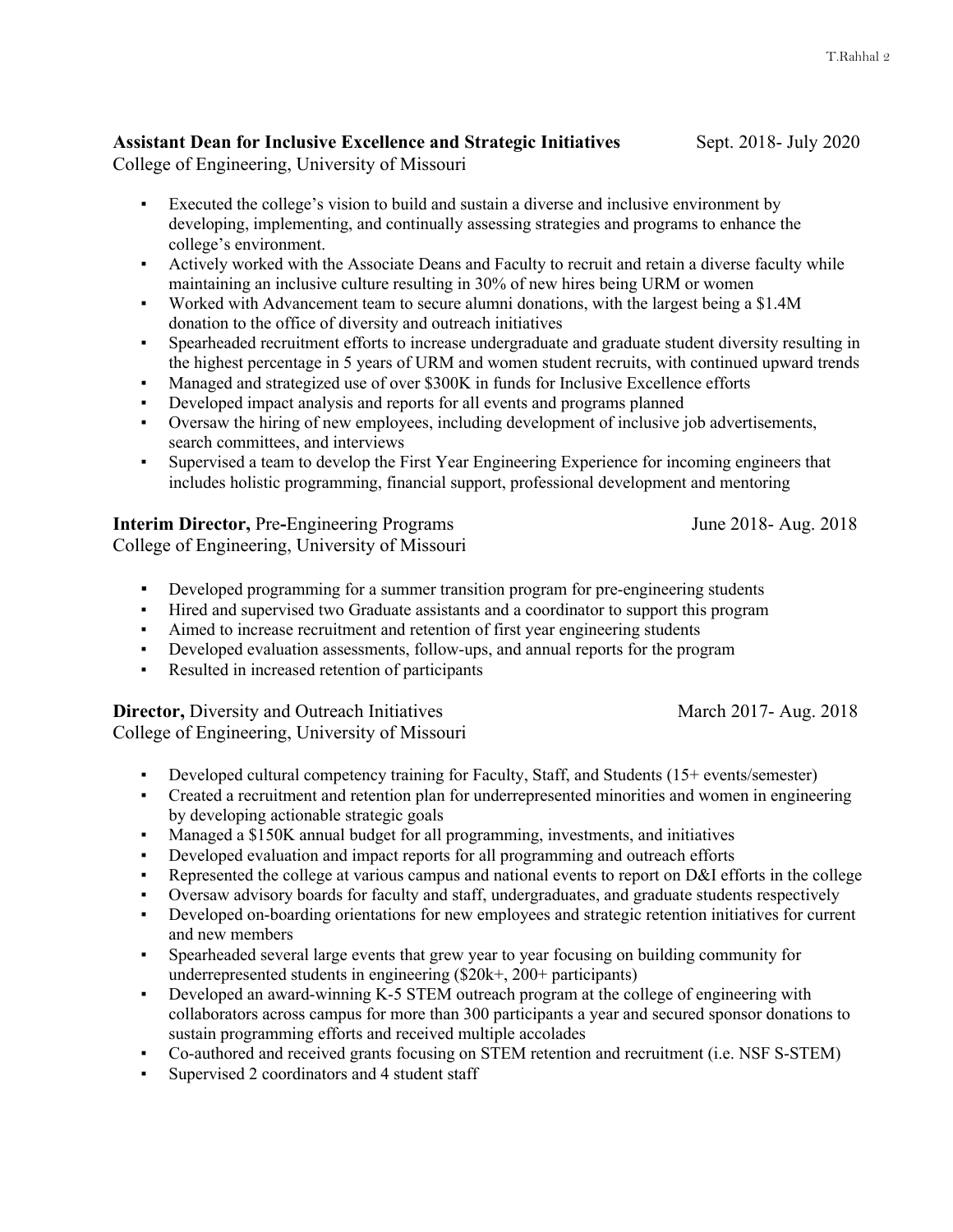**Assistant Dean for Inclusive Excellence and Strategic Initiatives** Sept. 2018- July 2020
College of Engineering, University of Missouri

- Executed the college's vision to build and sustain a diverse and inclusive environment by developing, implementing, and continually assessing strategies and programs to enhance the college's environment.
- Actively worked with the Associate Deans and Faculty to recruit and retain a diverse faculty while maintaining an inclusive culture resulting in 30% of new hires being URM or women
- Worked with Advancement team to secure alumni donations, with the largest being a $1.4M donation to the office of diversity and outreach initiatives
- Spearheaded recruitment efforts to increase undergraduate and graduate student diversity resulting in the highest percentage in 5 years of URM and women student recruits, with continued upward trends
- Managed and strategized use of over $300K in funds for Inclusive Excellence efforts
- Developed impact analysis and reports for all events and programs planned
- Oversaw the hiring of new employees, including development of inclusive job advertisements, search committees, and interviews
- Supervised a team to develop the First Year Engineering Experience for incoming engineers that includes holistic programming, financial support, professional development and mentoring

**Interim Director,** Pre-Engineering Programs June 2018- Aug. 2018
College of Engineering, University of Missouri

- Developed programming for a summer transition program for pre-engineering students
- Hired and supervised two Graduate assistants and a coordinator to support this program
- Aimed to increase recruitment and retention of first year engineering students
- Developed evaluation assessments, follow-ups, and annual reports for the program
- Resulted in increased retention of participants

**Director,** Diversity and Outreach Initiatives March 2017- Aug. 2018
College of Engineering, University of Missouri

- Developed cultural competency training for Faculty, Staff, and Students (15+ events/semester)
- Created a recruitment and retention plan for underrepresented minorities and women in engineering by developing actionable strategic goals
- Managed a $150K annual budget for all programming, investments, and initiatives
- Developed evaluation and impact reports for all programming and outreach efforts
- Represented the college at various campus and national events to report on D&I efforts in the college
- Oversaw advisory boards for faculty and staff, undergraduates, and graduate students respectively
- Developed on-boarding orientations for new employees and strategic retention initiatives for current and new members
- Spearheaded several large events that grew year to year focusing on building community for underrepresented students in engineering ($20k+, 200+ participants)
- Developed an award-winning K-5 STEM outreach program at the college of engineering with collaborators across campus for more than 300 participants a year and secured sponsor donations to sustain programming efforts and received multiple accolades
- Co-authored and received grants focusing on STEM retention and recruitment (i.e. NSF S-STEM)
- Supervised 2 coordinators and 4 student staff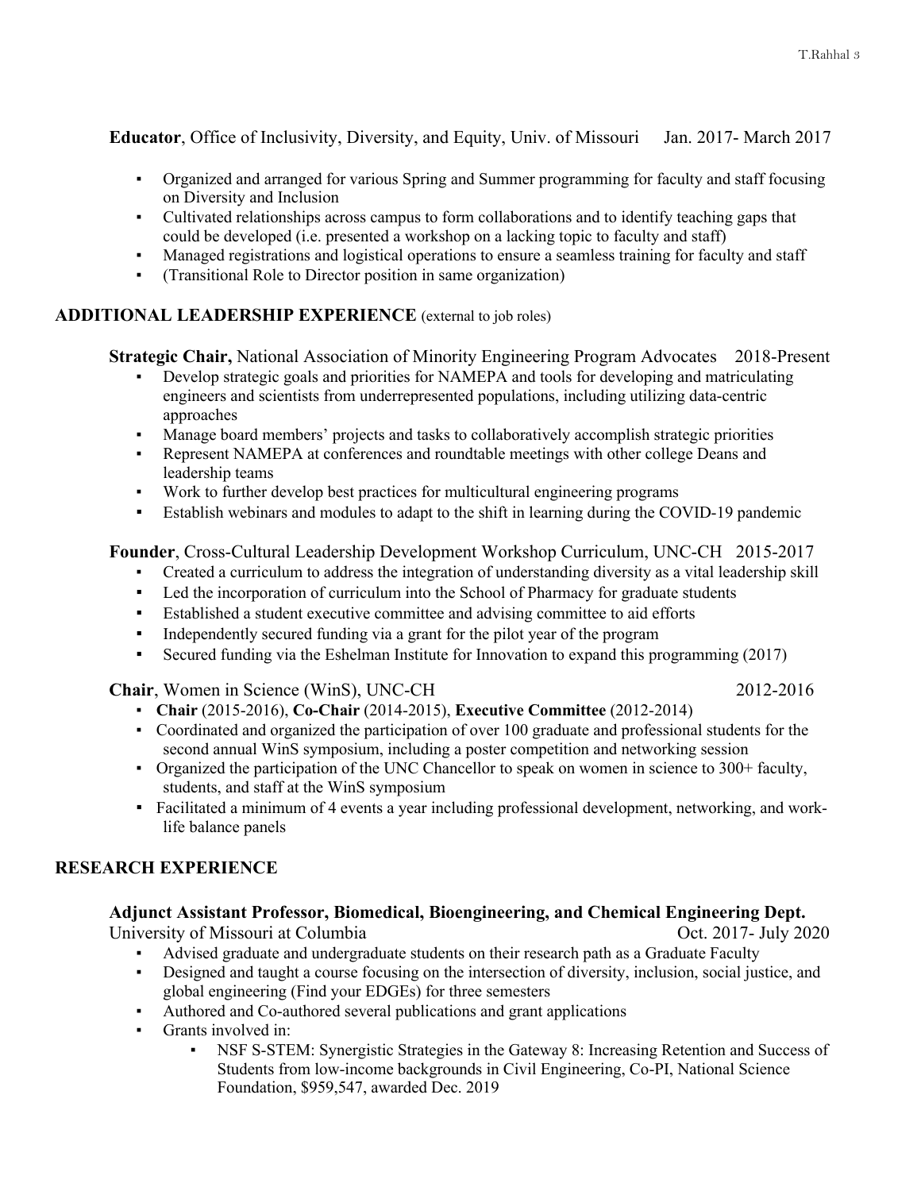**Educator**, Office of Inclusivity, Diversity, and Equity, Univ. of Missouri Jan. 2017- March 2017

- Organized and arranged for various Spring and Summer programming for faculty and staff focusing on Diversity and Inclusion
- Cultivated relationships across campus to form collaborations and to identify teaching gaps that could be developed (i.e. presented a workshop on a lacking topic to faculty and staff)
- Managed registrations and logistical operations to ensure a seamless training for faculty and staff
- (Transitional Role to Director position in same organization)

## ADDITIONAL LEADERSHIP EXPERIENCE (external to job roles)

**Strategic Chair,** National Association of Minority Engineering Program Advocates 2018-Present

- Develop strategic goals and priorities for NAMEPA and tools for developing and matriculating engineers and scientists from underrepresented populations, including utilizing data-centric approaches
- Manage board members' projects and tasks to collaboratively accomplish strategic priorities
- Represent NAMEPA at conferences and roundtable meetings with other college Deans and leadership teams
- Work to further develop best practices for multicultural engineering programs
- Establish webinars and modules to adapt to the shift in learning during the COVID-19 pandemic

**Founder**, Cross-Cultural Leadership Development Workshop Curriculum, UNC-CH 2015-2017

- Created a curriculum to address the integration of understanding diversity as a vital leadership skill
- Led the incorporation of curriculum into the School of Pharmacy for graduate students
- Established a student executive committee and advising committee to aid efforts
- Independently secured funding via a grant for the pilot year of the program
- Secured funding via the Eshelman Institute for Innovation to expand this programming (2017)

**Chair**, Women in Science (WinS), UNC-CH 2012-2016

- **Chair** (2015-2016), **Co-Chair** (2014-2015), **Executive Committee** (2012-2014)
- Coordinated and organized the participation of over 100 graduate and professional students for the second annual WinS symposium, including a poster competition and networking session
- Organized the participation of the UNC Chancellor to speak on women in science to 300+ faculty, students, and staff at the WinS symposium
- Facilitated a minimum of 4 events a year including professional development, networking, and work-life balance panels

## RESEARCH EXPERIENCE

**Adjunct Assistant Professor, Biomedical, Bioengineering, and Chemical Engineering Dept.**
University of Missouri at Columbia Oct. 2017- July 2020

- Advised graduate and undergraduate students on their research path as a Graduate Faculty
- Designed and taught a course focusing on the intersection of diversity, inclusion, social justice, and global engineering (Find your EDGEs) for three semesters
- Authored and Co-authored several publications and grant applications
- Grants involved in:
  - NSF S-STEM: Synergistic Strategies in the Gateway 8: Increasing Retention and Success of Students from low-income backgrounds in Civil Engineering, Co-PI, National Science Foundation, $959,547, awarded Dec. 2019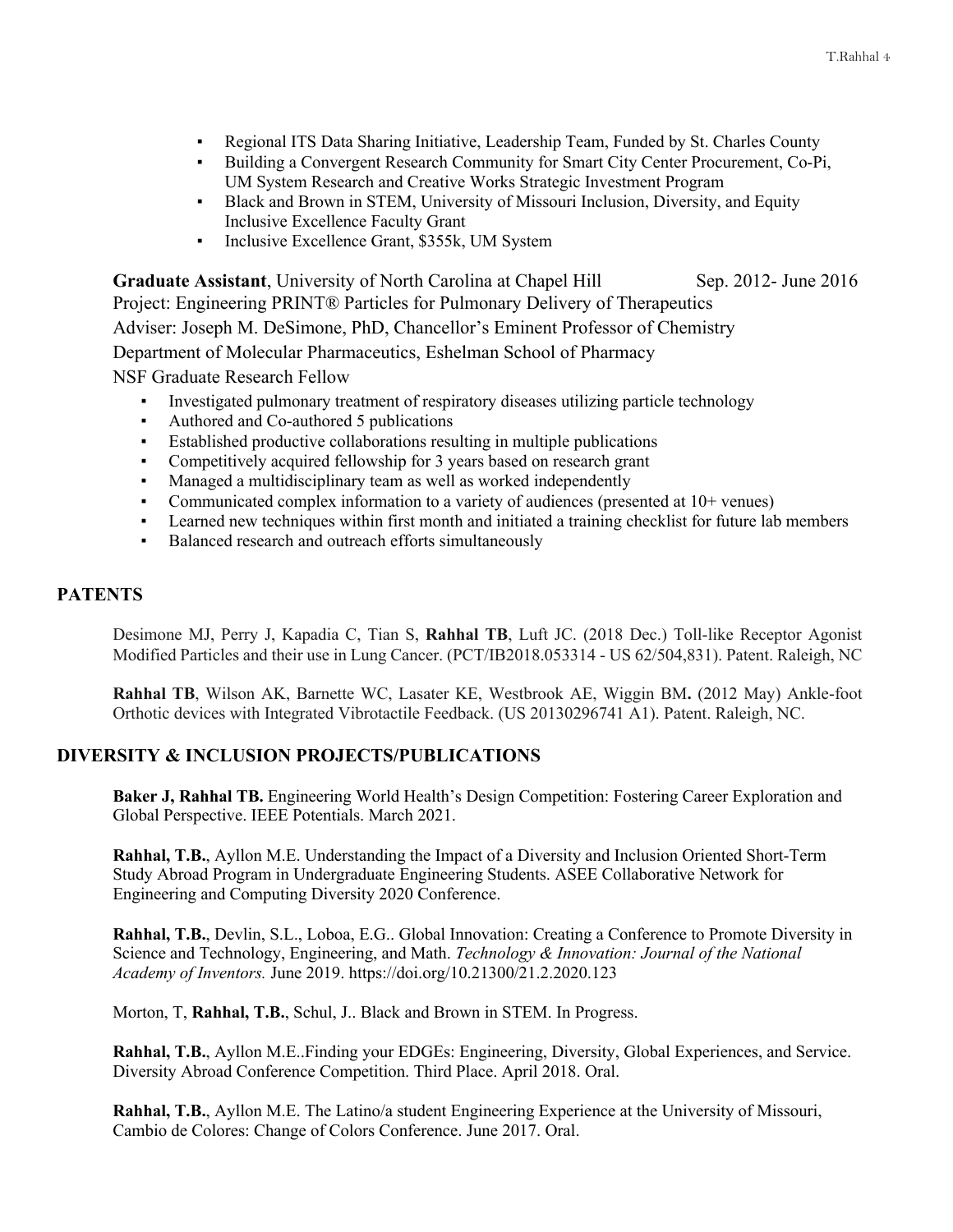- Regional ITS Data Sharing Initiative, Leadership Team, Funded by St. Charles County
- Building a Convergent Research Community for Smart City Center Procurement, Co-Pi, UM System Research and Creative Works Strategic Investment Program
- Black and Brown in STEM, University of Missouri Inclusion, Diversity, and Equity Inclusive Excellence Faculty Grant
- Inclusive Excellence Grant, $355k, UM System

**Graduate Assistant**, University of North Carolina at Chapel Hill Sep. 2012- June 2016
Project: Engineering PRINT® Particles for Pulmonary Delivery of Therapeutics
Adviser: Joseph M. DeSimone, PhD, Chancellor's Eminent Professor of Chemistry
Department of Molecular Pharmaceutics, Eshelman School of Pharmacy
NSF Graduate Research Fellow

- Investigated pulmonary treatment of respiratory diseases utilizing particle technology
- Authored and Co-authored 5 publications
- Established productive collaborations resulting in multiple publications
- Competitively acquired fellowship for 3 years based on research grant
- Managed a multidisciplinary team as well as worked independently
- Communicated complex information to a variety of audiences (presented at 10+ venues)
- Learned new techniques within first month and initiated a training checklist for future lab members
- Balanced research and outreach efforts simultaneously

## PATENTS

Desimone MJ, Perry J, Kapadia C, Tian S, **Rahhal TB**, Luft JC. (2018 Dec.) Toll-like Receptor Agonist Modified Particles and their use in Lung Cancer. (PCT/IB2018.053314 - US 62/504,831). Patent. Raleigh, NC

**Rahhal TB**, Wilson AK, Barnette WC, Lasater KE, Westbrook AE, Wiggin BM**.** (2012 May) Ankle-foot Orthotic devices with Integrated Vibrotactile Feedback. (US 20130296741 A1). Patent. Raleigh, NC.

## DIVERSITY & INCLUSION PROJECTS/PUBLICATIONS

**Baker J, Rahhal TB.** Engineering World Health's Design Competition: Fostering Career Exploration and Global Perspective. IEEE Potentials. March 2021.

**Rahhal, T.B.**, Ayllon M.E. Understanding the Impact of a Diversity and Inclusion Oriented Short-Term Study Abroad Program in Undergraduate Engineering Students. ASEE Collaborative Network for Engineering and Computing Diversity 2020 Conference.

**Rahhal, T.B.**, Devlin, S.L., Loboa, E.G.. Global Innovation: Creating a Conference to Promote Diversity in Science and Technology, Engineering, and Math. *Technology & Innovation: Journal of the National Academy of Inventors.* June 2019. https://doi.org/10.21300/21.2.2020.123

Morton, T, **Rahhal, T.B.**, Schul, J.. Black and Brown in STEM. In Progress.

**Rahhal, T.B.**, Ayllon M.E..Finding your EDGEs: Engineering, Diversity, Global Experiences, and Service. Diversity Abroad Conference Competition. Third Place. April 2018. Oral.

**Rahhal, T.B.**, Ayllon M.E. The Latino/a student Engineering Experience at the University of Missouri, Cambio de Colores: Change of Colors Conference. June 2017. Oral.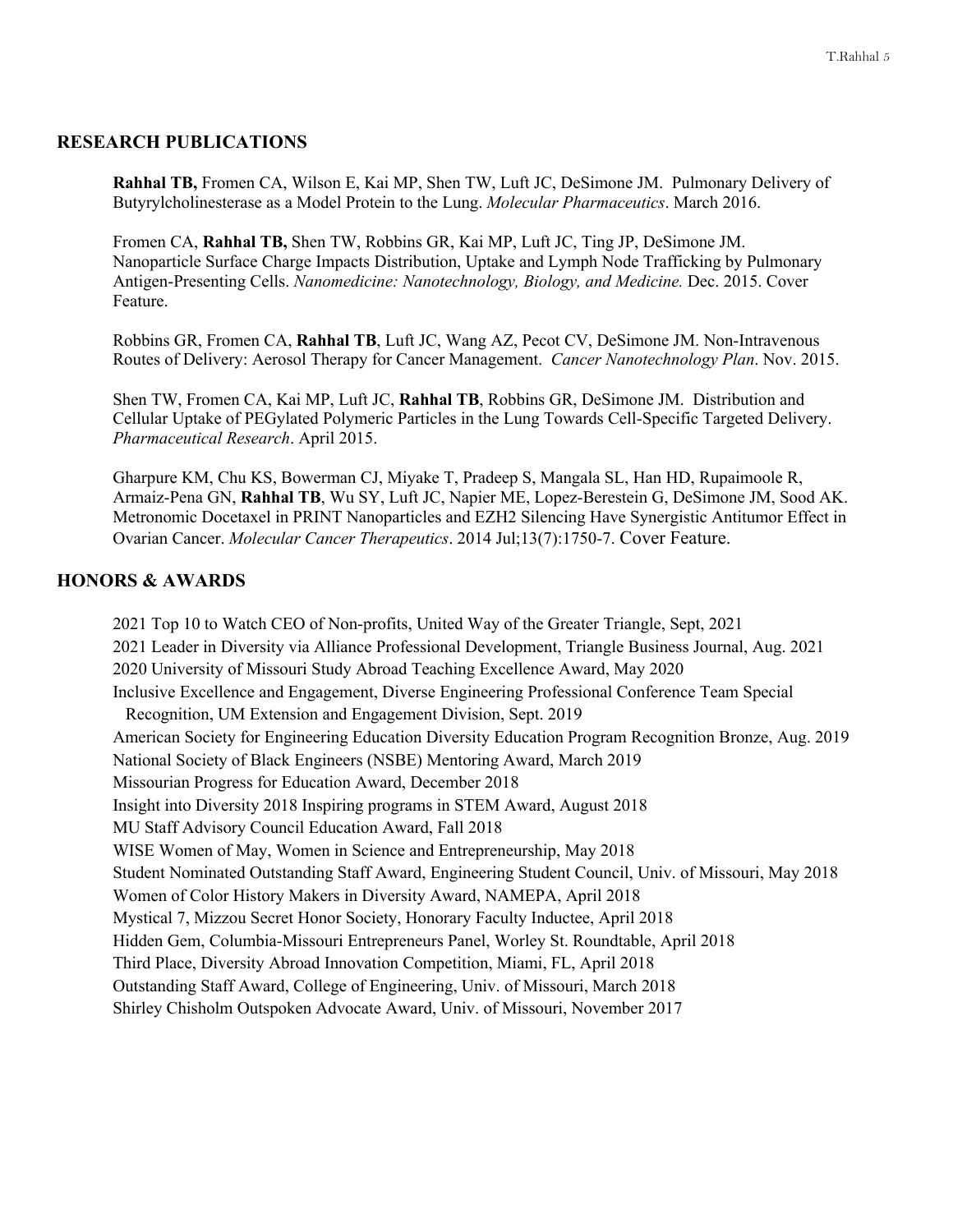## RESEARCH PUBLICATIONS

**Rahhal TB,** Fromen CA, Wilson E, Kai MP, Shen TW, Luft JC, DeSimone JM. Pulmonary Delivery of Butyrylcholinesterase as a Model Protein to the Lung. *Molecular Pharmaceutics*. March 2016.

Fromen CA, **Rahhal TB,** Shen TW, Robbins GR, Kai MP, Luft JC, Ting JP, DeSimone JM. Nanoparticle Surface Charge Impacts Distribution, Uptake and Lymph Node Trafficking by Pulmonary Antigen-Presenting Cells. *Nanomedicine: Nanotechnology, Biology, and Medicine.* Dec. 2015. Cover Feature.

Robbins GR, Fromen CA, **Rahhal TB**, Luft JC, Wang AZ, Pecot CV, DeSimone JM. Non-Intravenous Routes of Delivery: Aerosol Therapy for Cancer Management. *Cancer Nanotechnology Plan*. Nov. 2015.

Shen TW, Fromen CA, Kai MP, Luft JC, **Rahhal TB**, Robbins GR, DeSimone JM. Distribution and Cellular Uptake of PEGylated Polymeric Particles in the Lung Towards Cell-Specific Targeted Delivery. *Pharmaceutical Research*. April 2015.

Gharpure KM, Chu KS, Bowerman CJ, Miyake T, Pradeep S, Mangala SL, Han HD, Rupaimoole R, Armaiz-Pena GN, **Rahhal TB**, Wu SY, Luft JC, Napier ME, Lopez-Berestein G, DeSimone JM, Sood AK. Metronomic Docetaxel in PRINT Nanoparticles and EZH2 Silencing Have Synergistic Antitumor Effect in Ovarian Cancer. *Molecular Cancer Therapeutics*. 2014 Jul;13(7):1750-7. Cover Feature.

## HONORS & AWARDS

2021 Top 10 to Watch CEO of Non-profits, United Way of the Greater Triangle, Sept, 2021
2021 Leader in Diversity via Alliance Professional Development, Triangle Business Journal, Aug. 2021
2020 University of Missouri Study Abroad Teaching Excellence Award, May 2020
Inclusive Excellence and Engagement, Diverse Engineering Professional Conference Team Special Recognition, UM Extension and Engagement Division, Sept. 2019
American Society for Engineering Education Diversity Education Program Recognition Bronze, Aug. 2019
National Society of Black Engineers (NSBE) Mentoring Award, March 2019
Missourian Progress for Education Award, December 2018
Insight into Diversity 2018 Inspiring programs in STEM Award, August 2018
MU Staff Advisory Council Education Award, Fall 2018
WISE Women of May, Women in Science and Entrepreneurship, May 2018
Student Nominated Outstanding Staff Award, Engineering Student Council, Univ. of Missouri, May 2018
Women of Color History Makers in Diversity Award, NAMEPA, April 2018
Mystical 7, Mizzou Secret Honor Society, Honorary Faculty Inductee, April 2018
Hidden Gem, Columbia-Missouri Entrepreneurs Panel, Worley St. Roundtable, April 2018
Third Place, Diversity Abroad Innovation Competition, Miami, FL, April 2018
Outstanding Staff Award, College of Engineering, Univ. of Missouri, March 2018
Shirley Chisholm Outspoken Advocate Award, Univ. of Missouri, November 2017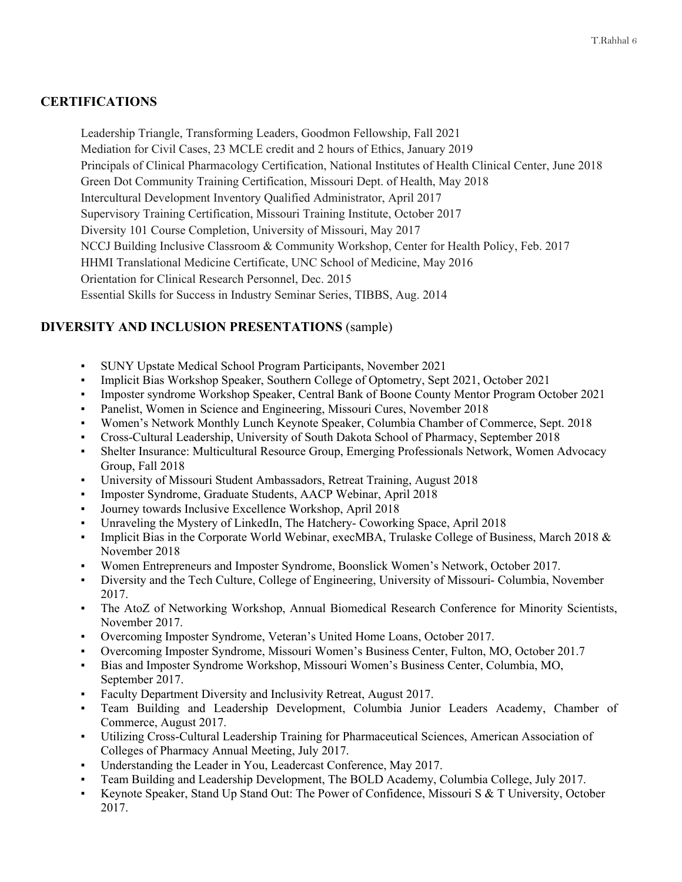## CERTIFICATIONS

Leadership Triangle, Transforming Leaders, Goodmon Fellowship, Fall 2021
Mediation for Civil Cases, 23 MCLE credit and 2 hours of Ethics, January 2019
Principals of Clinical Pharmacology Certification, National Institutes of Health Clinical Center, June 2018
Green Dot Community Training Certification, Missouri Dept. of Health, May 2018
Intercultural Development Inventory Qualified Administrator, April 2017
Supervisory Training Certification, Missouri Training Institute, October 2017
Diversity 101 Course Completion, University of Missouri, May 2017
NCCJ Building Inclusive Classroom & Community Workshop, Center for Health Policy, Feb. 2017
HHMI Translational Medicine Certificate, UNC School of Medicine, May 2016
Orientation for Clinical Research Personnel, Dec. 2015
Essential Skills for Success in Industry Seminar Series, TIBBS, Aug. 2014

## DIVERSITY AND INCLUSION PRESENTATIONS (sample)

- SUNY Upstate Medical School Program Participants, November 2021
- Implicit Bias Workshop Speaker, Southern College of Optometry, Sept 2021, October 2021
- Imposter syndrome Workshop Speaker, Central Bank of Boone County Mentor Program October 2021
- Panelist, Women in Science and Engineering, Missouri Cures, November 2018
- Women's Network Monthly Lunch Keynote Speaker, Columbia Chamber of Commerce, Sept. 2018
- Cross-Cultural Leadership, University of South Dakota School of Pharmacy, September 2018
- Shelter Insurance: Multicultural Resource Group, Emerging Professionals Network, Women Advocacy Group, Fall 2018
- University of Missouri Student Ambassadors, Retreat Training, August 2018
- Imposter Syndrome, Graduate Students, AACP Webinar, April 2018
- Journey towards Inclusive Excellence Workshop, April 2018
- Unraveling the Mystery of LinkedIn, The Hatchery- Coworking Space, April 2018
- Implicit Bias in the Corporate World Webinar, execMBA, Trulaske College of Business, March 2018 & November 2018
- Women Entrepreneurs and Imposter Syndrome, Boonslick Women's Network, October 2017.
- Diversity and the Tech Culture, College of Engineering, University of Missouri- Columbia, November 2017.
- The AtoZ of Networking Workshop, Annual Biomedical Research Conference for Minority Scientists, November 2017.
- Overcoming Imposter Syndrome, Veteran's United Home Loans, October 2017.
- Overcoming Imposter Syndrome, Missouri Women's Business Center, Fulton, MO, October 201.7
- Bias and Imposter Syndrome Workshop, Missouri Women's Business Center, Columbia, MO, September 2017.
- Faculty Department Diversity and Inclusivity Retreat, August 2017.
- Team Building and Leadership Development, Columbia Junior Leaders Academy, Chamber of Commerce, August 2017.
- Utilizing Cross-Cultural Leadership Training for Pharmaceutical Sciences, American Association of Colleges of Pharmacy Annual Meeting, July 2017.
- Understanding the Leader in You, Leadercast Conference, May 2017.
- Team Building and Leadership Development, The BOLD Academy, Columbia College, July 2017.
- Keynote Speaker, Stand Up Stand Out: The Power of Confidence, Missouri S & T University, October 2017.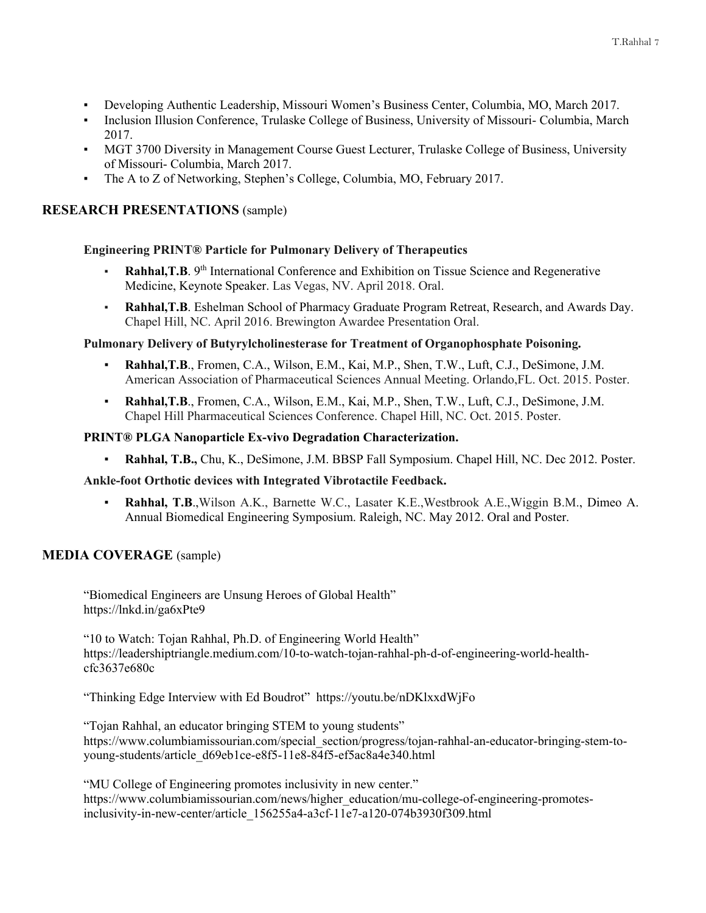- Developing Authentic Leadership, Missouri Women's Business Center, Columbia, MO, March 2017.
- Inclusion Illusion Conference, Trulaske College of Business, University of Missouri- Columbia, March 2017.
- MGT 3700 Diversity in Management Course Guest Lecturer, Trulaske College of Business, University of Missouri- Columbia, March 2017.
- The A to Z of Networking, Stephen's College, Columbia, MO, February 2017.

## RESEARCH PRESENTATIONS (sample)

**Engineering PRINT® Particle for Pulmonary Delivery of Therapeutics**

- **Rahhal,T.B**. 9th International Conference and Exhibition on Tissue Science and Regenerative Medicine, Keynote Speaker. Las Vegas, NV. April 2018. Oral.
- **Rahhal,T.B**. Eshelman School of Pharmacy Graduate Program Retreat, Research, and Awards Day. Chapel Hill, NC. April 2016. Brewington Awardee Presentation Oral.

**Pulmonary Delivery of Butyrylcholinesterase for Treatment of Organophosphate Poisoning.**

- **Rahhal,T.B**., Fromen, C.A., Wilson, E.M., Kai, M.P., Shen, T.W., Luft, C.J., DeSimone, J.M. American Association of Pharmaceutical Sciences Annual Meeting. Orlando,FL. Oct. 2015. Poster.
- **Rahhal,T.B**., Fromen, C.A., Wilson, E.M., Kai, M.P., Shen, T.W., Luft, C.J., DeSimone, J.M. Chapel Hill Pharmaceutical Sciences Conference. Chapel Hill, NC. Oct. 2015. Poster.

**PRINT® PLGA Nanoparticle Ex-vivo Degradation Characterization.**

- **Rahhal, T.B.,** Chu, K., DeSimone, J.M. BBSP Fall Symposium. Chapel Hill, NC. Dec 2012. Poster.

**Ankle-foot Orthotic devices with Integrated Vibrotactile Feedback.**

- **Rahhal, T.B**.,Wilson A.K., Barnette W.C., Lasater K.E.,Westbrook A.E.,Wiggin B.M., Dimeo A. Annual Biomedical Engineering Symposium. Raleigh, NC. May 2012. Oral and Poster.

## MEDIA COVERAGE (sample)

"Biomedical Engineers are Unsung Heroes of Global Health"
https://lnkd.in/ga6xPte9

"10 to Watch: Tojan Rahhal, Ph.D. of Engineering World Health"
https://leadershiptriangle.medium.com/10-to-watch-tojan-rahhal-ph-d-of-engineering-world-health-cfc3637e680c

"Thinking Edge Interview with Ed Boudrot" https://youtu.be/nDKlxxdWjFo

"Tojan Rahhal, an educator bringing STEM to young students"
https://www.columbiamissourian.com/special_section/progress/tojan-rahhal-an-educator-bringing-stem-to-young-students/article_d69eb1ce-e8f5-11e8-84f5-ef5ac8a4e340.html

"MU College of Engineering promotes inclusivity in new center."
https://www.columbiamissourian.com/news/higher_education/mu-college-of-engineering-promotes-inclusivity-in-new-center/article_156255a4-a3cf-11e7-a120-074b3930f309.html